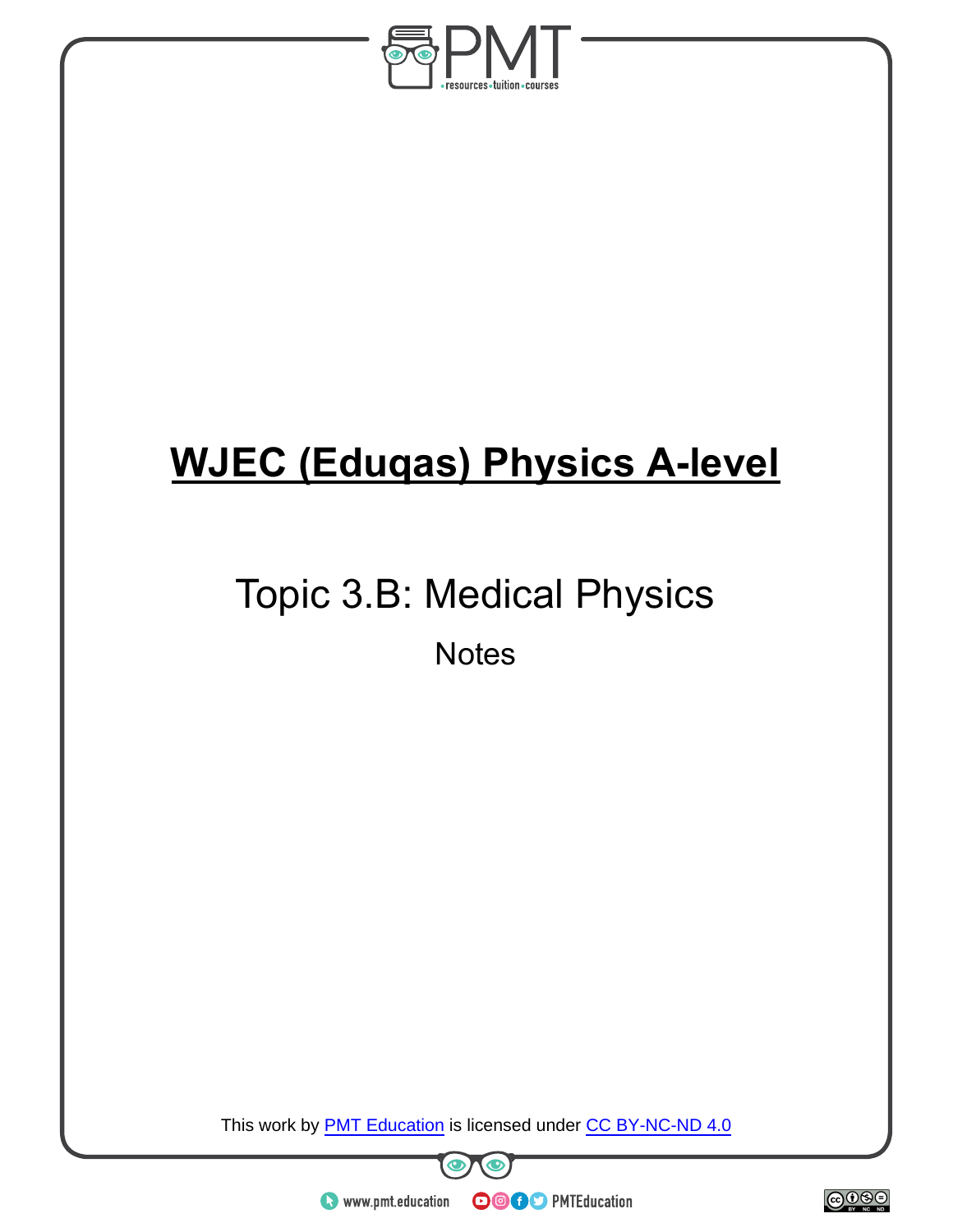# WJEC (Eduqas) Physics A-level

## Topic 3.B: Medical Physics

Notes

This work by PMT Education is licensed under CC BY-NC-ND 4.0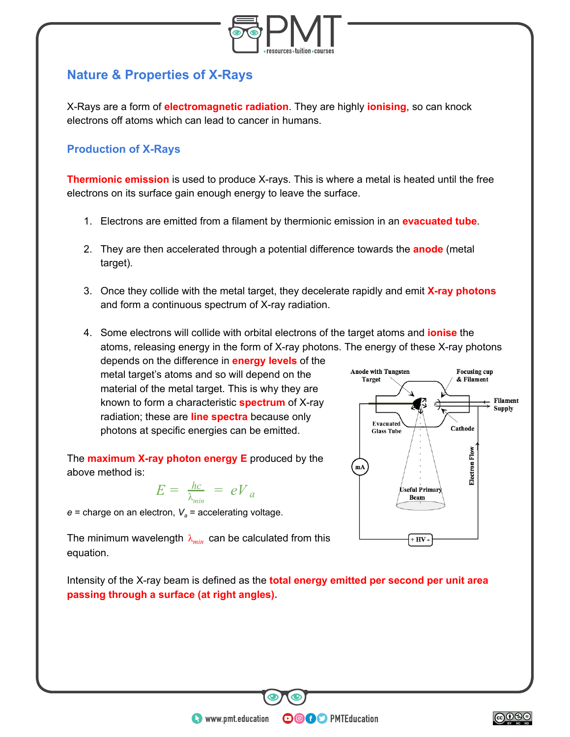## Nature & Properties of X-Rays

X-Rays are a form of **electromagnetic radiation**. They are highly **ionising**, so can knock electrons off atoms which can lead to cancer in humans.

### Production of X-Rays

**Thermionic emission** is used to produce X-rays. This is where a metal is heated until the free electrons on its surface gain enough energy to leave the surface.

1. Electrons are emitted from a filament by thermionic emission in an **evacuated tube**.
2. They are then accelerated through a potential difference towards the **anode** (metal target).
3. Once they collide with the metal target, they decelerate rapidly and emit **X-ray photons** and form a continuous spectrum of X-ray radiation.
4. Some electrons will collide with orbital electrons of the target atoms and **ionise** the atoms, releasing energy in the form of X-ray photons. The energy of these X-ray photons depends on the difference in **energy levels** of the metal target's atoms and so will depend on the material of the metal target. This is why they are known to form a characteristic **spectrum** of X-ray radiation; these are **line spectra** because only photons at specific energies can be emitted.

The **maximum X-ray photon energy E** produced by the above method is:

$$E = \frac{hc}{\lambda_{min}} = eV_a$$

$e$ = charge on an electron, $V_a$ = accelerating voltage.

The minimum wavelength $\lambda_{min}$ can be calculated from this equation.

Intensity of the X-ray beam is defined as the **total energy emitted per second per unit area passing through a surface (at right angles).**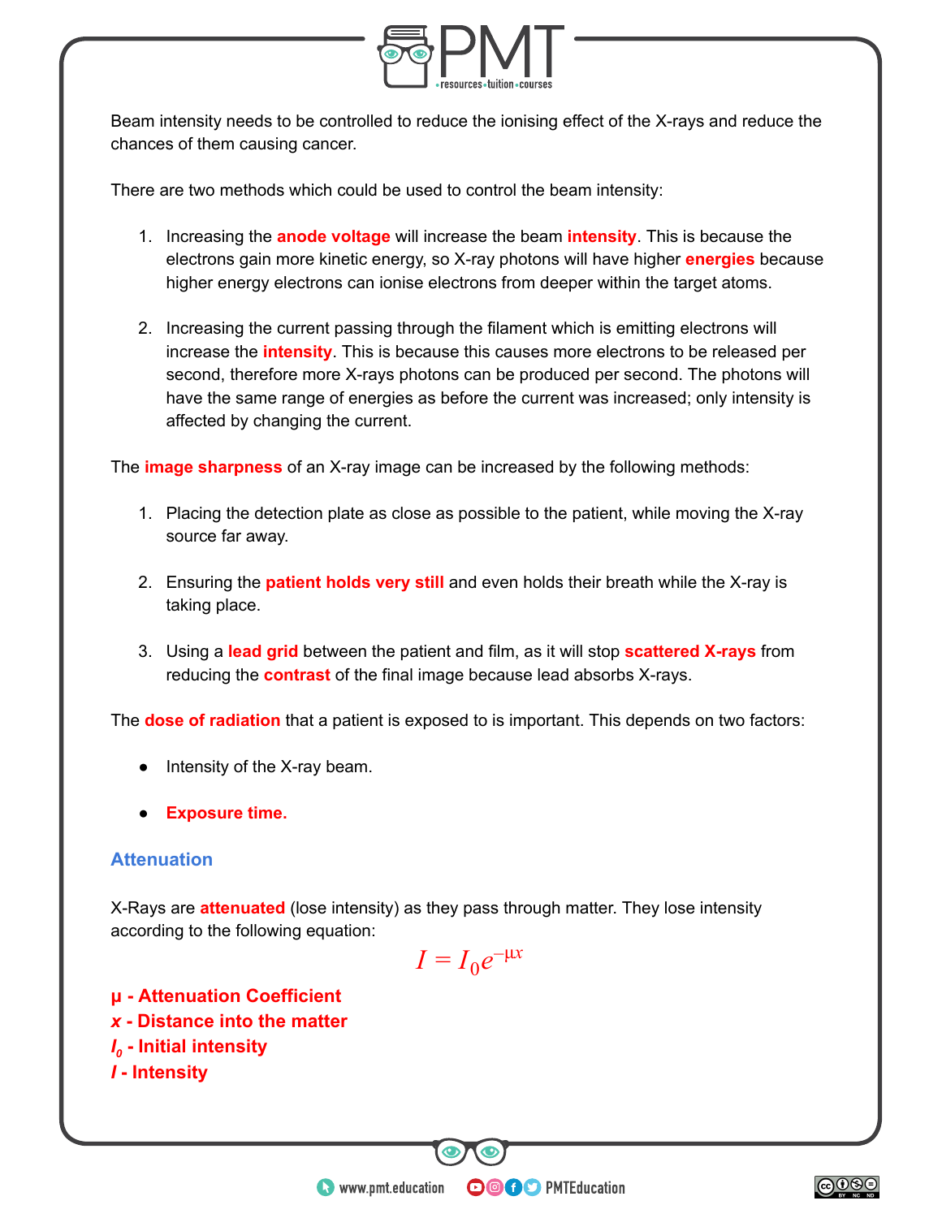Beam intensity needs to be controlled to reduce the ionising effect of the X-rays and reduce the chances of them causing cancer.

There are two methods which could be used to control the beam intensity:

1. Increasing the **anode voltage** will increase the beam **intensity**. This is because the electrons gain more kinetic energy, so X-ray photons will have higher **energies** because higher energy electrons can ionise electrons from deeper within the target atoms.

2. Increasing the current passing through the filament which is emitting electrons will increase the **intensity**. This is because this causes more electrons to be released per second, therefore more X-rays photons can be produced per second. The photons will have the same range of energies as before the current was increased; only intensity is affected by changing the current.

The **image sharpness** of an X-ray image can be increased by the following methods:

1. Placing the detection plate as close as possible to the patient, while moving the X-ray source far away.

2. Ensuring the **patient holds very still** and even holds their breath while the X-ray is taking place.

3. Using a **lead grid** between the patient and film, as it will stop **scattered X-rays** from reducing the **contrast** of the final image because lead absorbs X-rays.

The **dose of radiation** that a patient is exposed to is important. This depends on two factors:

- Intensity of the X-ray beam.
- **Exposure time.**

## Attenuation

X-Rays are **attenuated** (lose intensity) as they pass through matter. They lose intensity according to the following equation:

$$I = I_0 e^{-\mu x}$$

**$\mu$ - Attenuation Coefficient**
**$x$ - Distance into the matter**
**$I_0$ - Initial intensity**
**$I$ - Intensity**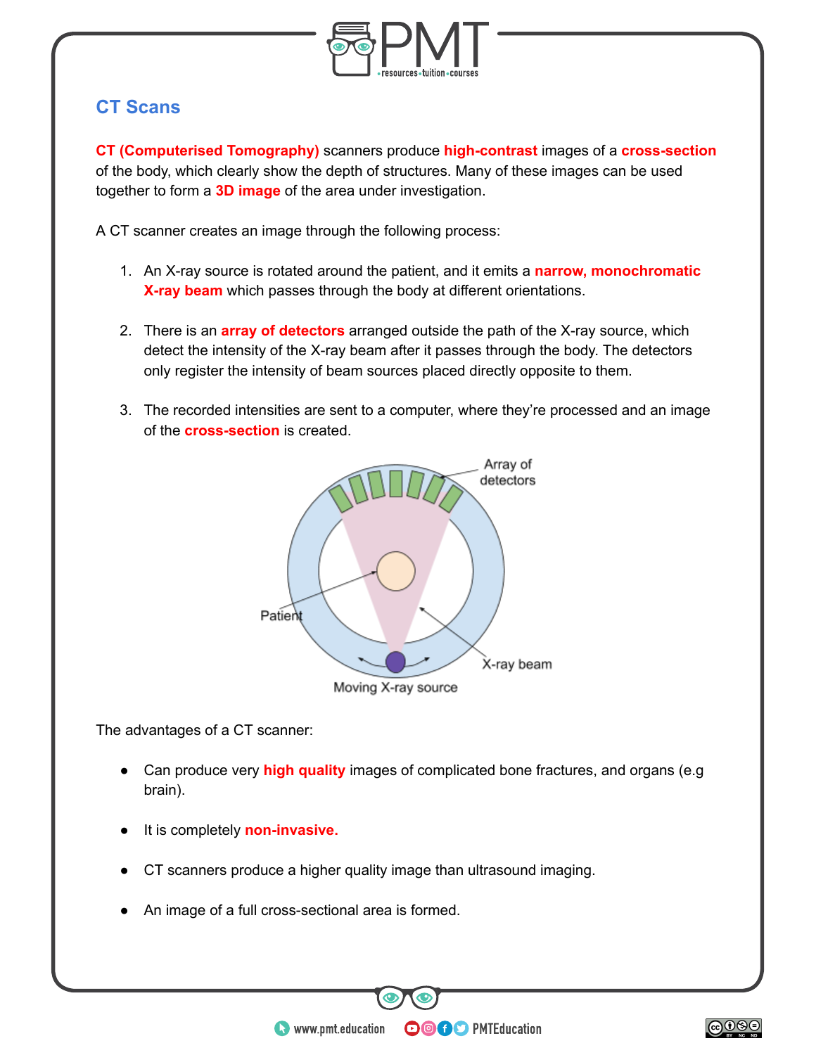## CT Scans

**CT (Computerised Tomography)** scanners produce **high-contrast** images of a **cross-section** of the body, which clearly show the depth of structures. Many of these images can be used together to form a **3D image** of the area under investigation.

A CT scanner creates an image through the following process:

1. An X-ray source is rotated around the patient, and it emits a **narrow, monochromatic X-ray beam** which passes through the body at different orientations.
2. There is an **array of detectors** arranged outside the path of the X-ray source, which detect the intensity of the X-ray beam after it passes through the body. The detectors only register the intensity of beam sources placed directly opposite to them.
3. The recorded intensities are sent to a computer, where they're processed and an image of the **cross-section** is created.

The advantages of a CT scanner:

- Can produce very **high quality** images of complicated bone fractures, and organs (e.g brain).
- It is completely **non-invasive.**
- CT scanners produce a higher quality image than ultrasound imaging.
- An image of a full cross-sectional area is formed.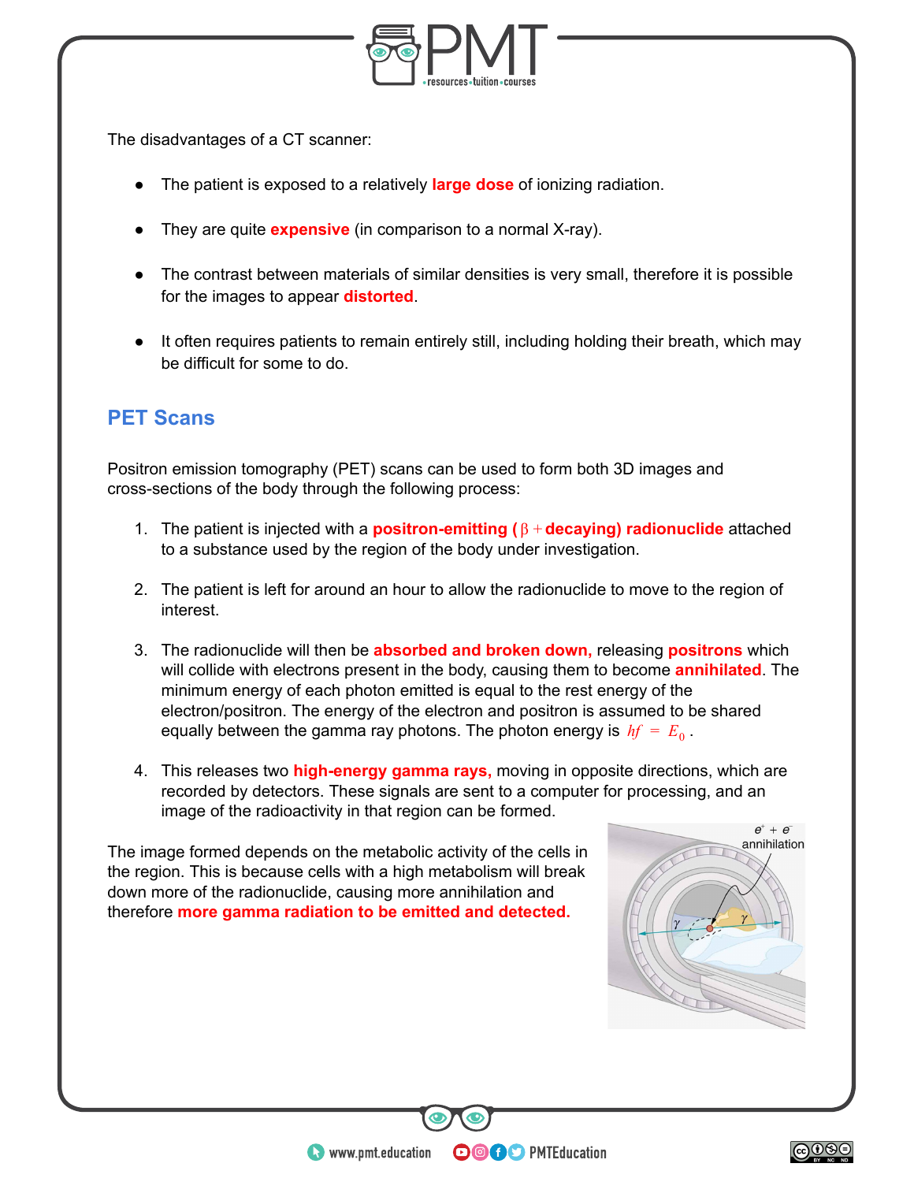The disadvantages of a CT scanner:

- The patient is exposed to a relatively **large dose** of ionizing radiation.
- They are quite **expensive** (in comparison to a normal X-ray).
- The contrast between materials of similar densities is very small, therefore it is possible for the images to appear **distorted**.
- It often requires patients to remain entirely still, including holding their breath, which may be difficult for some to do.

## PET Scans

Positron emission tomography (PET) scans can be used to form both 3D images and cross-sections of the body through the following process:

1. The patient is injected with a **positron-emitting ($\beta +$decaying) radionuclide** attached to a substance used by the region of the body under investigation.
2. The patient is left for around an hour to allow the radionuclide to move to the region of interest.
3. The radionuclide will then be **absorbed and broken down,** releasing **positrons** which will collide with electrons present in the body, causing them to become **annihilated**. The minimum energy of each photon emitted is equal to the rest energy of the electron/positron. The energy of the electron and positron is assumed to be shared equally between the gamma ray photons. The photon energy is $hf = E_0$.
4. This releases two **high-energy gamma rays,** moving in opposite directions, which are recorded by detectors. These signals are sent to a computer for processing, and an image of the radioactivity in that region can be formed.

The image formed depends on the metabolic activity of the cells in the region. This is because cells with a high metabolism will break down more of the radionuclide, causing more annihilation and therefore **more gamma radiation to be emitted and detected.**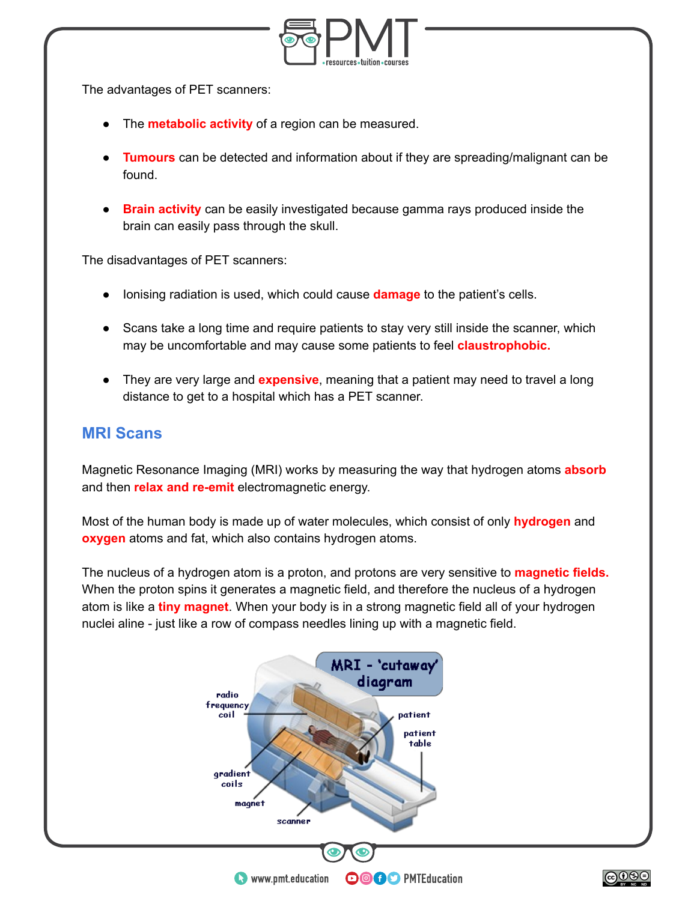The advantages of PET scanners:

- The **metabolic activity** of a region can be measured.
- **Tumours** can be detected and information about if they are spreading/malignant can be found.
- **Brain activity** can be easily investigated because gamma rays produced inside the brain can easily pass through the skull.

The disadvantages of PET scanners:

- Ionising radiation is used, which could cause **damage** to the patient's cells.
- Scans take a long time and require patients to stay very still inside the scanner, which may be uncomfortable and may cause some patients to feel **claustrophobic.**
- They are very large and **expensive**, meaning that a patient may need to travel a long distance to get to a hospital which has a PET scanner.

## MRI Scans

Magnetic Resonance Imaging (MRI) works by measuring the way that hydrogen atoms **absorb** and then **relax and re-emit** electromagnetic energy.

Most of the human body is made up of water molecules, which consist of only **hydrogen** and **oxygen** atoms and fat, which also contains hydrogen atoms.

The nucleus of a hydrogen atom is a proton, and protons are very sensitive to **magnetic fields.** When the proton spins it generates a magnetic field, and therefore the nucleus of a hydrogen atom is like a **tiny magnet**. When your body is in a strong magnetic field all of your hydrogen nuclei aline - just like a row of compass needles lining up with a magnetic field.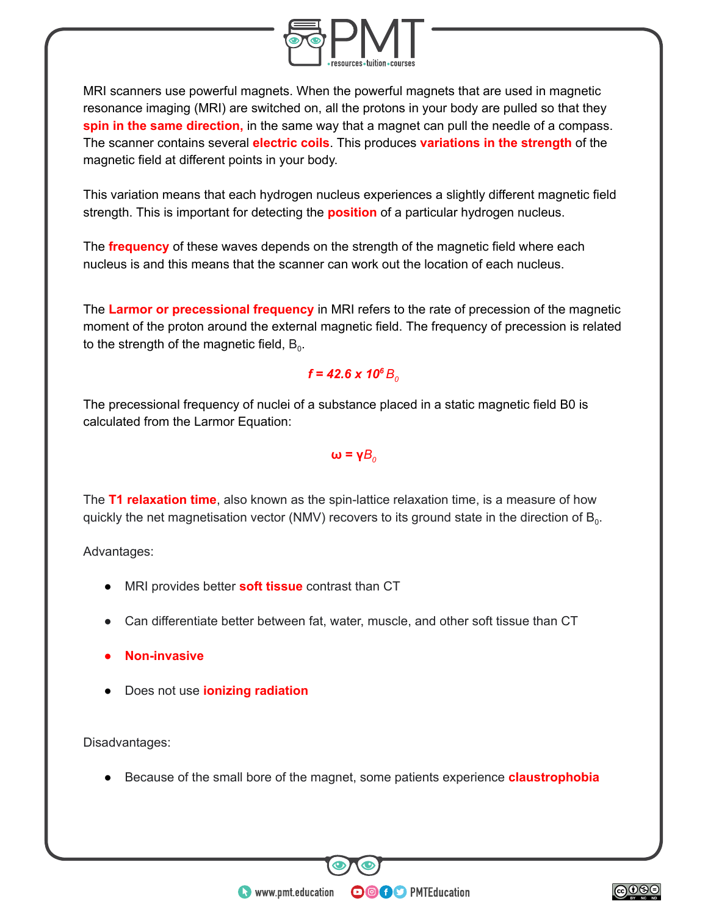MRI scanners use powerful magnets. When the powerful magnets that are used in magnetic resonance imaging (MRI) are switched on, all the protons in your body are pulled so that they **spin in the same direction,** in the same way that a magnet can pull the needle of a compass. The scanner contains several **electric coils**. This produces **variations in the strength** of the magnetic field at different points in your body.

This variation means that each hydrogen nucleus experiences a slightly different magnetic field strength. This is important for detecting the **position** of a particular hydrogen nucleus.

The **frequency** of these waves depends on the strength of the magnetic field where each nucleus is and this means that the scanner can work out the location of each nucleus.

The **Larmor or precessional frequency** in MRI refers to the rate of precession of the magnetic moment of the proton around the external magnetic field. The frequency of precession is related to the strength of the magnetic field, $B_0$.

$$f = 42.6 \times 10^6 B_0$$

The precessional frequency of nuclei of a substance placed in a static magnetic field B0 is calculated from the Larmor Equation:

$$\omega = \gamma B_0$$

The **T1 relaxation time**, also known as the spin-lattice relaxation time, is a measure of how quickly the net magnetisation vector (NMV) recovers to its ground state in the direction of $B_0$.

Advantages:

- MRI provides better **soft tissue** contrast than CT
- Can differentiate better between fat, water, muscle, and other soft tissue than CT
- **Non-invasive**
- Does not use **ionizing radiation**

Disadvantages:

- Because of the small bore of the magnet, some patients experience **claustrophobia**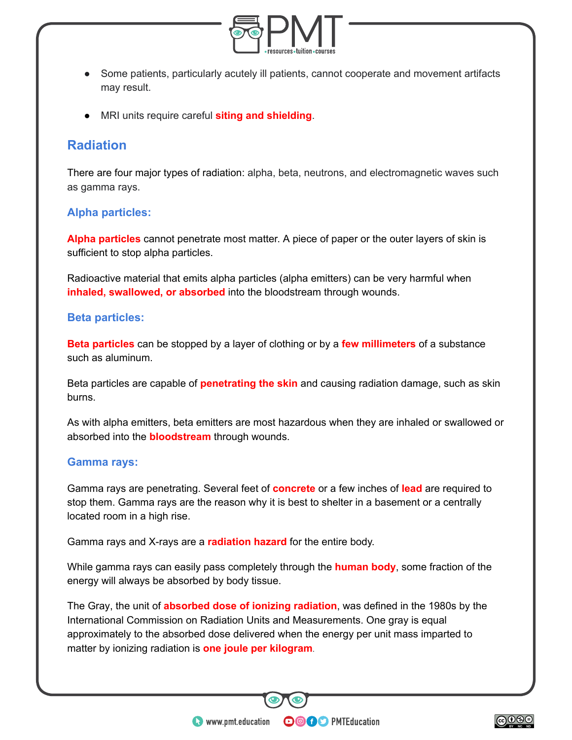- Some patients, particularly acutely ill patients, cannot cooperate and movement artifacts may result.
- MRI units require careful **siting and shielding**.

## Radiation

There are four major types of radiation: alpha, beta, neutrons, and electromagnetic waves such as gamma rays.

### Alpha particles:

**Alpha particles** cannot penetrate most matter. A piece of paper or the outer layers of skin is sufficient to stop alpha particles.

Radioactive material that emits alpha particles (alpha emitters) can be very harmful when **inhaled, swallowed, or absorbed** into the bloodstream through wounds.

### Beta particles:

**Beta particles** can be stopped by a layer of clothing or by a **few millimeters** of a substance such as aluminum.

Beta particles are capable of **penetrating the skin** and causing radiation damage, such as skin burns.

As with alpha emitters, beta emitters are most hazardous when they are inhaled or swallowed or absorbed into the **bloodstream** through wounds.

### Gamma rays:

Gamma rays are penetrating. Several feet of **concrete** or a few inches of **lead** are required to stop them. Gamma rays are the reason why it is best to shelter in a basement or a centrally located room in a high rise.

Gamma rays and X-rays are a **radiation hazard** for the entire body.

While gamma rays can easily pass completely through the **human body**, some fraction of the energy will always be absorbed by body tissue.

The Gray, the unit of **absorbed dose of ionizing radiation**, was defined in the 1980s by the International Commission on Radiation Units and Measurements. One gray is equal approximately to the absorbed dose delivered when the energy per unit mass imparted to matter by ionizing radiation is **one joule per kilogram**.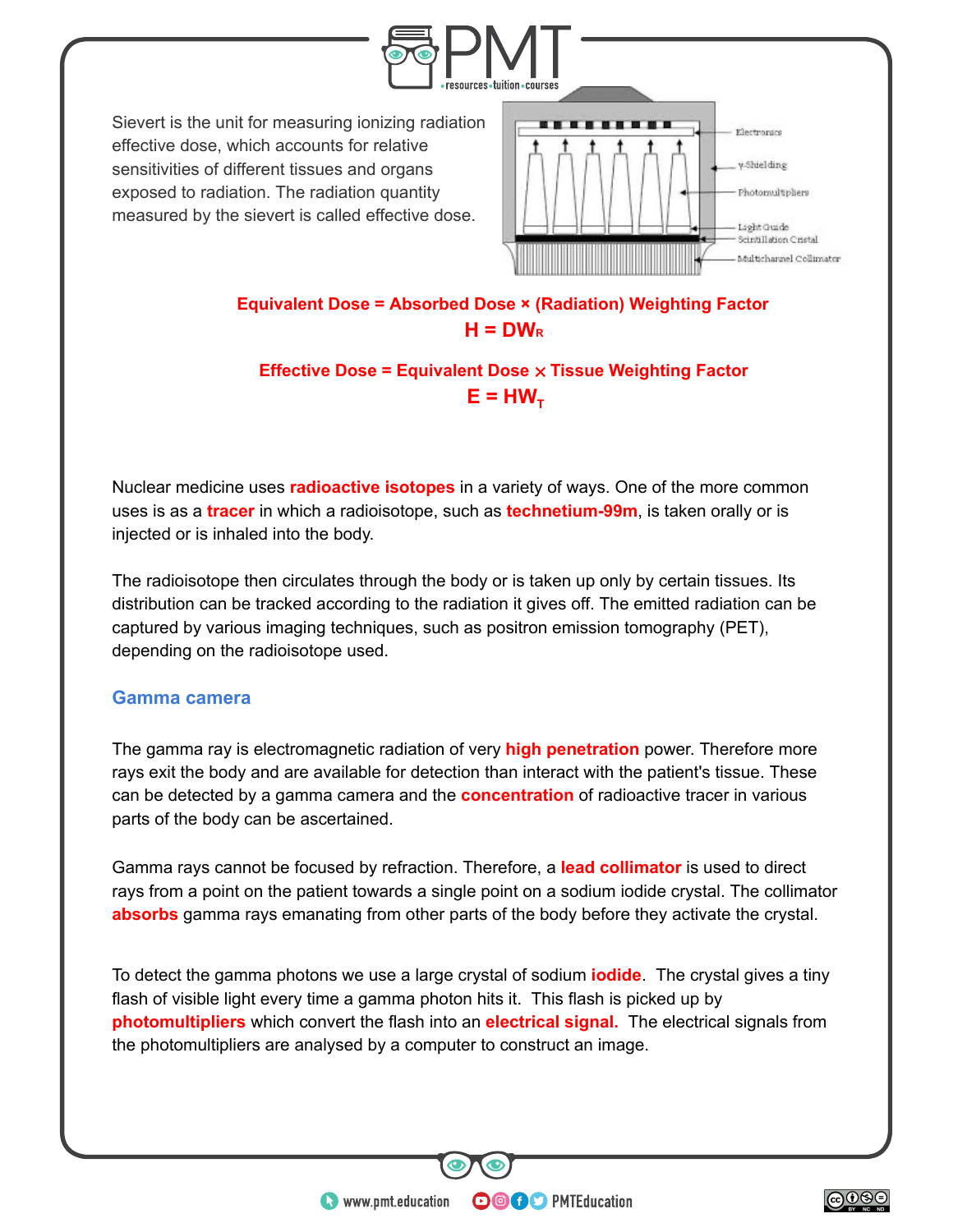Sievert is the unit for measuring ionizing radiation effective dose, which accounts for relative sensitivities of different tissues and organs exposed to radiation. The radiation quantity measured by the sievert is called effective dose.

**Equivalent Dose = Absorbed Dose × (Radiation) Weighting Factor**

$$H = DW_R$$

**Effective Dose = Equivalent Dose × Tissue Weighting Factor**

$$E = HW_T$$

Nuclear medicine uses **radioactive isotopes** in a variety of ways. One of the more common uses is as a **tracer** in which a radioisotope, such as **technetium-99m**, is taken orally or is injected or is inhaled into the body.

The radioisotope then circulates through the body or is taken up only by certain tissues. Its distribution can be tracked according to the radiation it gives off. The emitted radiation can be captured by various imaging techniques, such as positron emission tomography (PET), depending on the radioisotope used.

## Gamma camera

The gamma ray is electromagnetic radiation of very **high penetration** power. Therefore more rays exit the body and are available for detection than interact with the patient's tissue. These can be detected by a gamma camera and the **concentration** of radioactive tracer in various parts of the body can be ascertained.

Gamma rays cannot be focused by refraction. Therefore, a **lead collimator** is used to direct rays from a point on the patient towards a single point on a sodium iodide crystal. The collimator **absorbs** gamma rays emanating from other parts of the body before they activate the crystal.

To detect the gamma photons we use a large crystal of sodium **iodide**. The crystal gives a tiny flash of visible light every time a gamma photon hits it. This flash is picked up by **photomultipliers** which convert the flash into an **electrical signal.** The electrical signals from the photomultipliers are analysed by a computer to construct an image.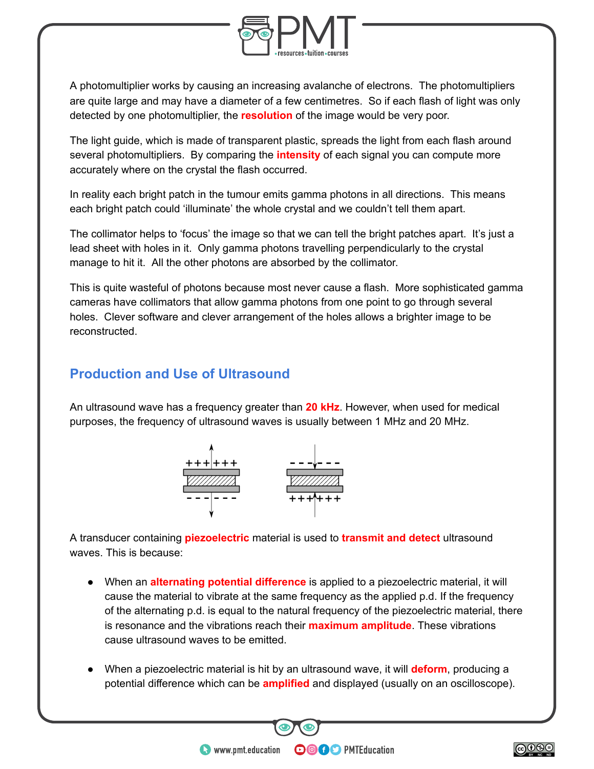A photomultiplier works by causing an increasing avalanche of electrons. The photomultipliers are quite large and may have a diameter of a few centimetres. So if each flash of light was only detected by one photomultiplier, the **resolution** of the image would be very poor.

The light guide, which is made of transparent plastic, spreads the light from each flash around several photomultipliers. By comparing the **intensity** of each signal you can compute more accurately where on the crystal the flash occurred.

In reality each bright patch in the tumour emits gamma photons in all directions. This means each bright patch could 'illuminate' the whole crystal and we couldn't tell them apart.

The collimator helps to 'focus' the image so that we can tell the bright patches apart. It's just a lead sheet with holes in it. Only gamma photons travelling perpendicularly to the crystal manage to hit it. All the other photons are absorbed by the collimator.

This is quite wasteful of photons because most never cause a flash. More sophisticated gamma cameras have collimators that allow gamma photons from one point to go through several holes. Clever software and clever arrangement of the holes allows a brighter image to be reconstructed.

## Production and Use of Ultrasound

An ultrasound wave has a frequency greater than **20 kHz**. However, when used for medical purposes, the frequency of ultrasound waves is usually between 1 MHz and 20 MHz.

A transducer containing **piezoelectric** material is used to **transmit and detect** ultrasound waves. This is because:

- When an **alternating potential difference** is applied to a piezoelectric material, it will cause the material to vibrate at the same frequency as the applied p.d. If the frequency of the alternating p.d. is equal to the natural frequency of the piezoelectric material, there is resonance and the vibrations reach their **maximum amplitude**. These vibrations cause ultrasound waves to be emitted.

- When a piezoelectric material is hit by an ultrasound wave, it will **deform**, producing a potential difference which can be **amplified** and displayed (usually on an oscilloscope).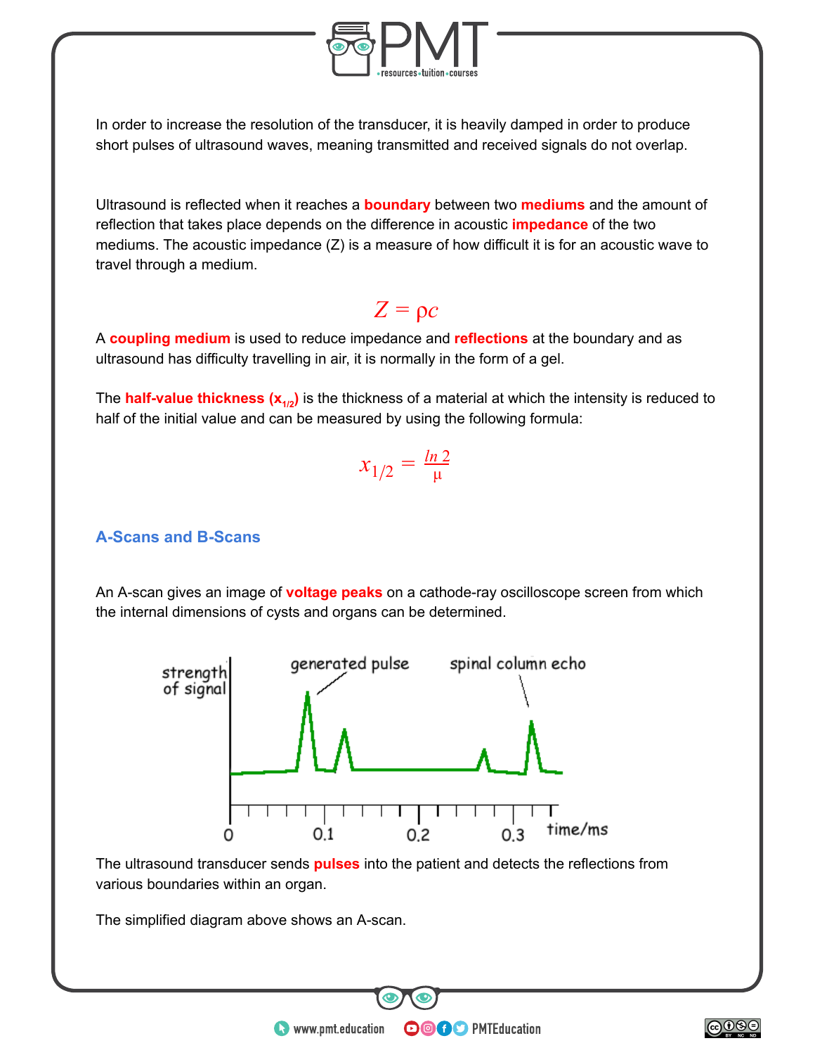In order to increase the resolution of the transducer, it is heavily damped in order to produce short pulses of ultrasound waves, meaning transmitted and received signals do not overlap.

Ultrasound is reflected when it reaches a **boundary** between two **mediums** and the amount of reflection that takes place depends on the difference in acoustic **impedance** of the two mediums. The acoustic impedance (Z) is a measure of how difficult it is for an acoustic wave to travel through a medium.

$$Z = \rho c$$

A **coupling medium** is used to reduce impedance and **reflections** at the boundary and as ultrasound has difficulty travelling in air, it is normally in the form of a gel.

The **half-value thickness ($x_{1/2}$)** is the thickness of a material at which the intensity is reduced to half of the initial value and can be measured by using the following formula:

$$x_{1/2} = \frac{\ln 2}{\mu}$$

## A-Scans and B-Scans

An A-scan gives an image of **voltage peaks** on a cathode-ray oscilloscope screen from which the internal dimensions of cysts and organs can be determined.

The ultrasound transducer sends **pulses** into the patient and detects the reflections from various boundaries within an organ.

The simplified diagram above shows an A-scan.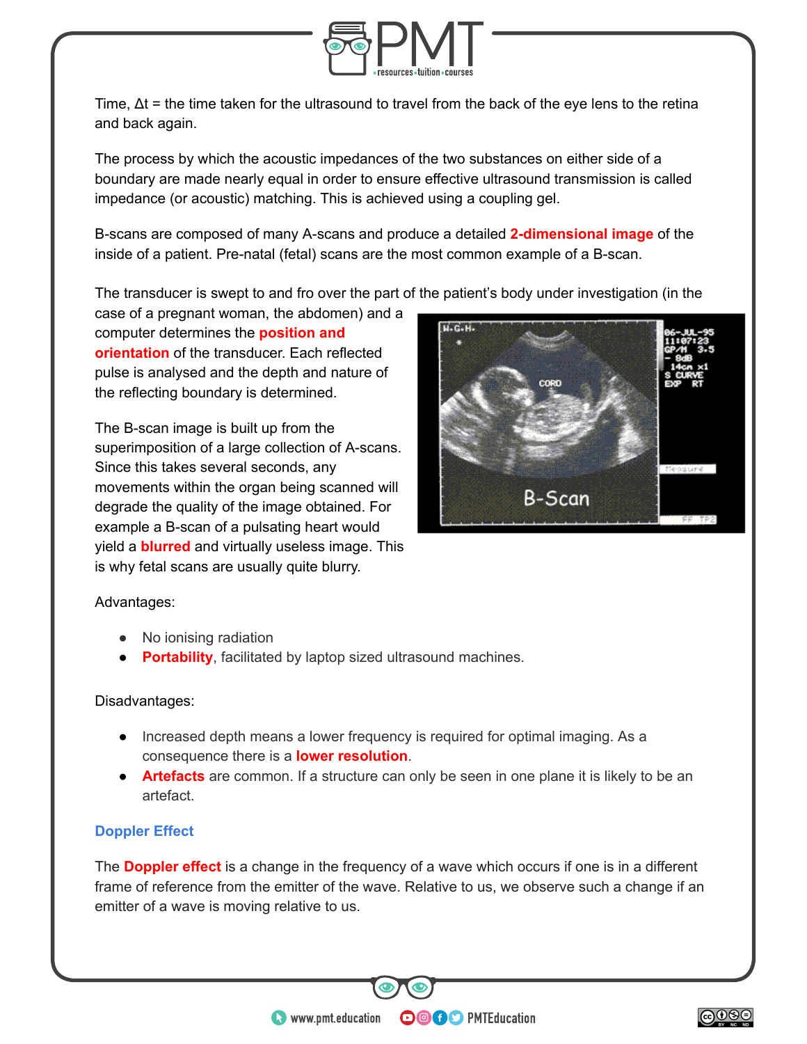Time, $\Delta t$ = the time taken for the ultrasound to travel from the back of the eye lens to the retina and back again.

The process by which the acoustic impedances of the two substances on either side of a boundary are made nearly equal in order to ensure effective ultrasound transmission is called impedance (or acoustic) matching. This is achieved using a coupling gel.

B-scans are composed of many A-scans and produce a detailed **2-dimensional image** of the inside of a patient. Pre-natal (fetal) scans are the most common example of a B-scan.

The transducer is swept to and fro over the part of the patient's body under investigation (in the case of a pregnant woman, the abdomen) and a computer determines the **position and orientation** of the transducer. Each reflected pulse is analysed and the depth and nature of the reflecting boundary is determined.

The B-scan image is built up from the superimposition of a large collection of A-scans. Since this takes several seconds, any movements within the organ being scanned will degrade the quality of the image obtained. For example a B-scan of a pulsating heart would yield a **blurred** and virtually useless image. This is why fetal scans are usually quite blurry.

Advantages:

- No ionising radiation
- **Portability**, facilitated by laptop sized ultrasound machines.

Disadvantages:

- Increased depth means a lower frequency is required for optimal imaging. As a consequence there is a **lower resolution**.
- **Artefacts** are common. If a structure can only be seen in one plane it is likely to be an artefact.

### Doppler Effect

The **Doppler effect** is a change in the frequency of a wave which occurs if one is in a different frame of reference from the emitter of the wave. Relative to us, we observe such a change if an emitter of a wave is moving relative to us.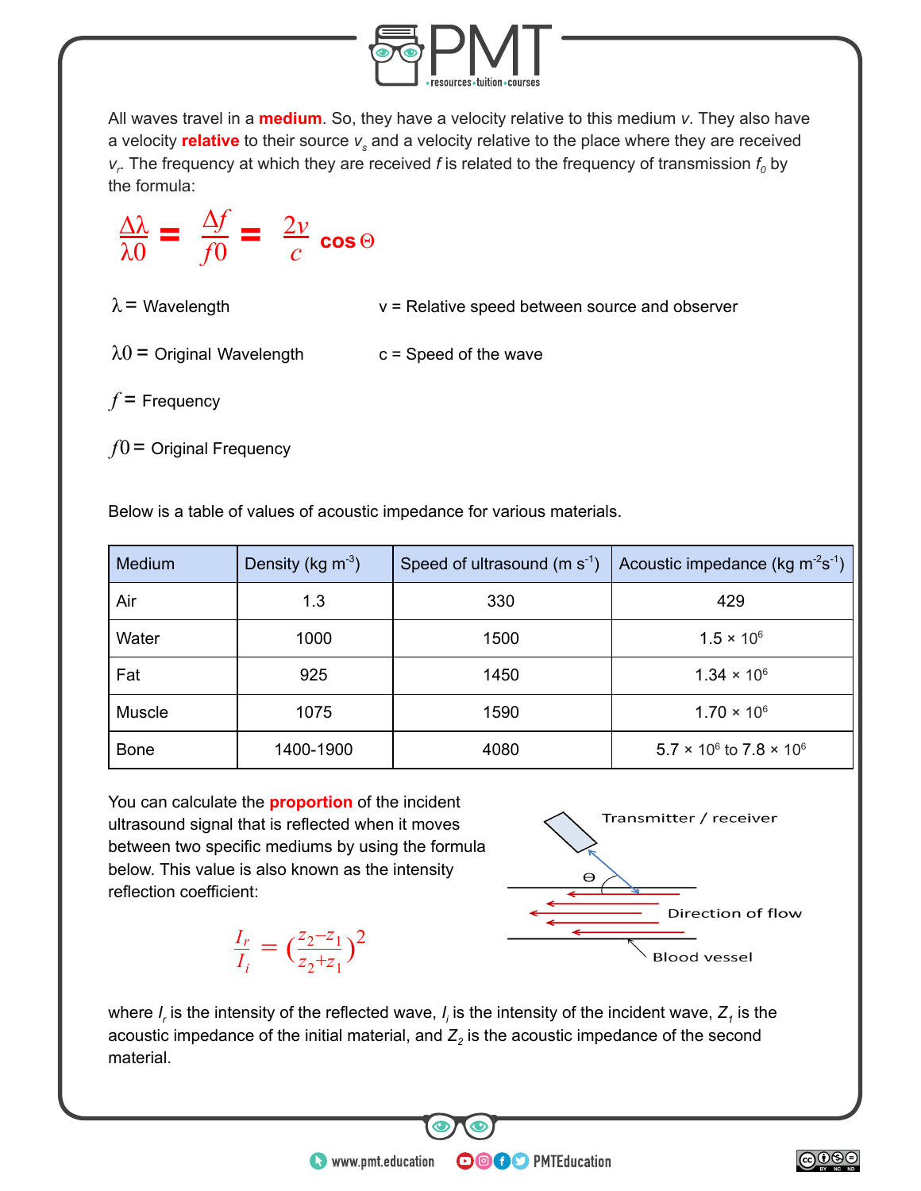All waves travel in a **medium**. So, they have a velocity relative to this medium $v$. They also have a velocity **relative** to their source $v_s$ and a velocity relative to the place where they are received $v_r$. The frequency at which they are received $f$ is related to the frequency of transmission $f_0$ by the formula:

$$\frac{\Delta\lambda}{\lambda 0} = \frac{\Delta f}{f0} = \frac{2v}{c} \cos\Theta$$

$\lambda$ = Wavelength

$\lambda 0$ = Original Wavelength

$f$ = Frequency

$f0$ = Original Frequency

v = Relative speed between source and observer

c = Speed of the wave

Below is a table of values of acoustic impedance for various materials.

| Medium | Density (kg m$^{-3}$) | Speed of ultrasound (m s$^{-1}$) | Acoustic impedance (kg m$^{-2}$s$^{-1}$) |
|---|---|---|---|
| Air | 1.3 | 330 | 429 |
| Water | 1000 | 1500 | $1.5 \times 10^6$ |
| Fat | 925 | 1450 | $1.34 \times 10^6$ |
| Muscle | 1075 | 1590 | $1.70 \times 10^6$ |
| Bone | 1400-1900 | 4080 | $5.7 \times 10^6$ to $7.8 \times 10^6$ |

You can calculate the **proportion** of the incident ultrasound signal that is reflected when it moves between two specific mediums by using the formula below. This value is also known as the intensity reflection coefficient:

$$\frac{I_r}{I_i} = \left(\frac{z_2 - z_1}{z_2 + z_1}\right)^2$$

Transmitter / receiver

Θ

Direction of flow

Blood vessel

where $I_r$ is the intensity of the reflected wave, $I_i$ is the intensity of the incident wave, $Z_1$ is the acoustic impedance of the initial material, and $Z_2$ is the acoustic impedance of the second material.